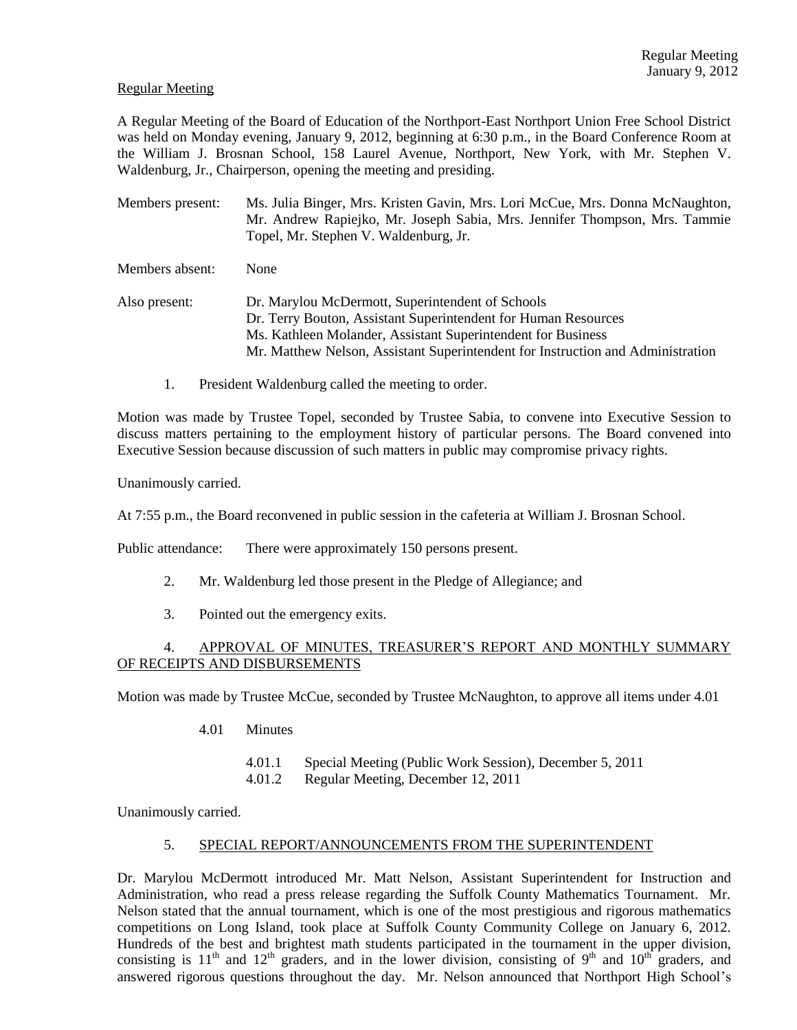Regular Meeting

A Regular Meeting of the Board of Education of the Northport-East Northport Union Free School District was held on Monday evening, January 9, 2012, beginning at 6:30 p.m., in the Board Conference Room at the William J. Brosnan School, 158 Laurel Avenue, Northport, New York, with Mr. Stephen V. Waldenburg, Jr., Chairperson, opening the meeting and presiding.

Members present: Ms. Julia Binger, Mrs. Kristen Gavin, Mrs. Lori McCue, Mrs. Donna McNaughton, Mr. Andrew Rapiejko, Mr. Joseph Sabia, Mrs. Jennifer Thompson, Mrs. Tammie Topel, Mr. Stephen V. Waldenburg, Jr.

Members absent: None

Also present: Dr. Marylou McDermott, Superintendent of Schools
Dr. Terry Bouton, Assistant Superintendent for Human Resources
Ms. Kathleen Molander, Assistant Superintendent for Business
Mr. Matthew Nelson, Assistant Superintendent for Instruction and Administration

1. President Waldenburg called the meeting to order.

Motion was made by Trustee Topel, seconded by Trustee Sabia, to convene into Executive Session to discuss matters pertaining to the employment history of particular persons. The Board convened into Executive Session because discussion of such matters in public may compromise privacy rights.

Unanimously carried.

At 7:55 p.m., the Board reconvened in public session in the cafeteria at William J. Brosnan School.

Public attendance: There were approximately 150 persons present.

2. Mr. Waldenburg led those present in the Pledge of Allegiance; and

3. Pointed out the emergency exits.

4. APPROVAL OF MINUTES, TREASURER'S REPORT AND MONTHLY SUMMARY OF RECEIPTS AND DISBURSEMENTS

Motion was made by Trustee McCue, seconded by Trustee McNaughton, to approve all items under 4.01

4.01 Minutes

4.01.1 Special Meeting (Public Work Session), December 5, 2011
4.01.2 Regular Meeting, December 12, 2011

Unanimously carried.

5. SPECIAL REPORT/ANNOUNCEMENTS FROM THE SUPERINTENDENT

Dr. Marylou McDermott introduced Mr. Matt Nelson, Assistant Superintendent for Instruction and Administration, who read a press release regarding the Suffolk County Mathematics Tournament. Mr. Nelson stated that the annual tournament, which is one of the most prestigious and rigorous mathematics competitions on Long Island, took place at Suffolk County Community College on January 6, 2012. Hundreds of the best and brightest math students participated in the tournament in the upper division, consisting is 11th and 12th graders, and in the lower division, consisting of 9th and 10th graders, and answered rigorous questions throughout the day. Mr. Nelson announced that Northport High School's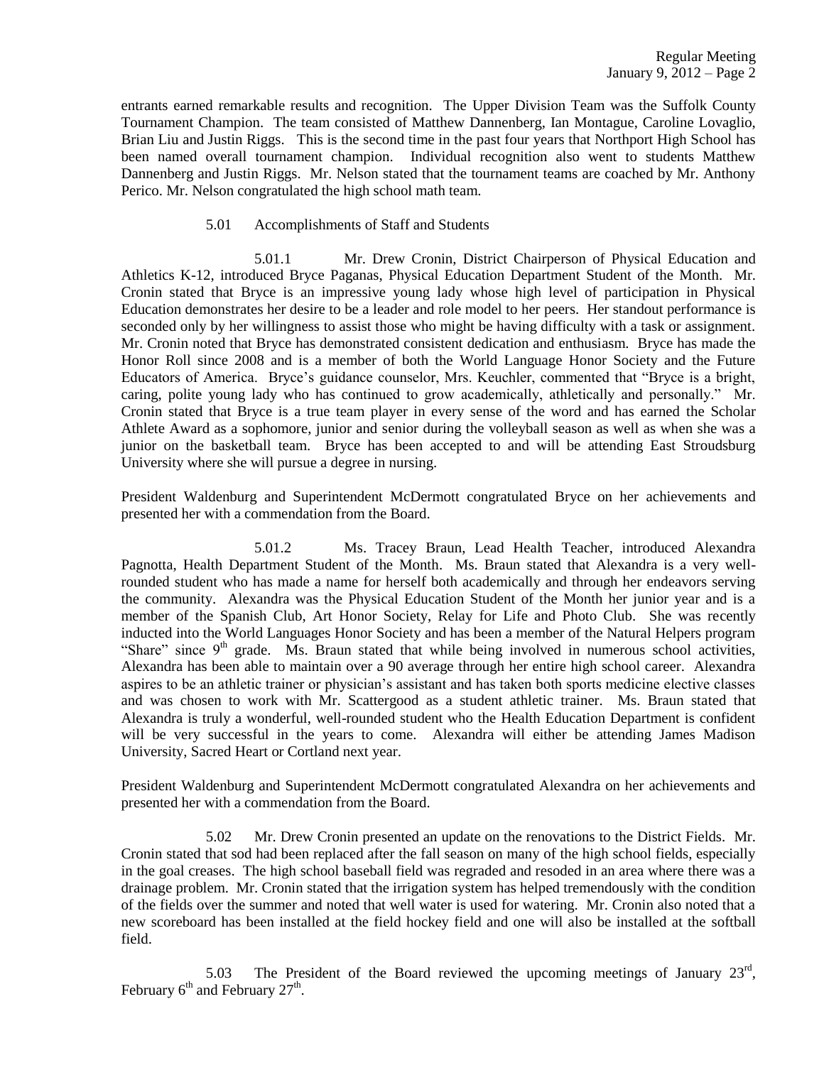entrants earned remarkable results and recognition. The Upper Division Team was the Suffolk County Tournament Champion. The team consisted of Matthew Dannenberg, Ian Montague, Caroline Lovaglio, Brian Liu and Justin Riggs. This is the second time in the past four years that Northport High School has been named overall tournament champion. Individual recognition also went to students Matthew Dannenberg and Justin Riggs. Mr. Nelson stated that the tournament teams are coached by Mr. Anthony Perico. Mr. Nelson congratulated the high school math team.

5.01 Accomplishments of Staff and Students

5.01.1 Mr. Drew Cronin, District Chairperson of Physical Education and Athletics K-12, introduced Bryce Paganas, Physical Education Department Student of the Month. Mr. Cronin stated that Bryce is an impressive young lady whose high level of participation in Physical Education demonstrates her desire to be a leader and role model to her peers. Her standout performance is seconded only by her willingness to assist those who might be having difficulty with a task or assignment. Mr. Cronin noted that Bryce has demonstrated consistent dedication and enthusiasm. Bryce has made the Honor Roll since 2008 and is a member of both the World Language Honor Society and the Future Educators of America. Bryce's guidance counselor, Mrs. Keuchler, commented that "Bryce is a bright, caring, polite young lady who has continued to grow academically, athletically and personally." Mr. Cronin stated that Bryce is a true team player in every sense of the word and has earned the Scholar Athlete Award as a sophomore, junior and senior during the volleyball season as well as when she was a junior on the basketball team. Bryce has been accepted to and will be attending East Stroudsburg University where she will pursue a degree in nursing.

President Waldenburg and Superintendent McDermott congratulated Bryce on her achievements and presented her with a commendation from the Board.

5.01.2 Ms. Tracey Braun, Lead Health Teacher, introduced Alexandra Pagnotta, Health Department Student of the Month. Ms. Braun stated that Alexandra is a very well-rounded student who has made a name for herself both academically and through her endeavors serving the community. Alexandra was the Physical Education Student of the Month her junior year and is a member of the Spanish Club, Art Honor Society, Relay for Life and Photo Club. She was recently inducted into the World Languages Honor Society and has been a member of the Natural Helpers program "Share" since 9th grade. Ms. Braun stated that while being involved in numerous school activities, Alexandra has been able to maintain over a 90 average through her entire high school career. Alexandra aspires to be an athletic trainer or physician's assistant and has taken both sports medicine elective classes and was chosen to work with Mr. Scattergood as a student athletic trainer. Ms. Braun stated that Alexandra is truly a wonderful, well-rounded student who the Health Education Department is confident will be very successful in the years to come. Alexandra will either be attending James Madison University, Sacred Heart or Cortland next year.

President Waldenburg and Superintendent McDermott congratulated Alexandra on her achievements and presented her with a commendation from the Board.

5.02 Mr. Drew Cronin presented an update on the renovations to the District Fields. Mr. Cronin stated that sod had been replaced after the fall season on many of the high school fields, especially in the goal creases. The high school baseball field was regraded and resodded in an area where there was a drainage problem. Mr. Cronin stated that the irrigation system has helped tremendously with the condition of the fields over the summer and noted that well water is used for watering. Mr. Cronin also noted that a new scoreboard has been installed at the field hockey field and one will also be installed at the softball field.

5.03 The President of the Board reviewed the upcoming meetings of January 23rd, February 6th and February 27th.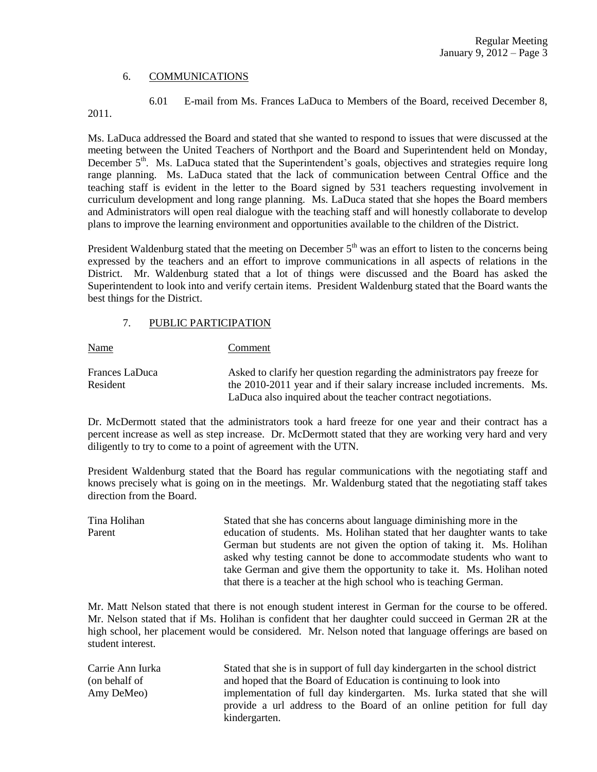## 6. COMMUNICATIONS

6.01 E-mail from Ms. Frances LaDuca to Members of the Board, received December 8, 2011.

Ms. LaDuca addressed the Board and stated that she wanted to respond to issues that were discussed at the meeting between the United Teachers of Northport and the Board and Superintendent held on Monday, December 5th. Ms. LaDuca stated that the Superintendent's goals, objectives and strategies require long range planning. Ms. LaDuca stated that the lack of communication between Central Office and the teaching staff is evident in the letter to the Board signed by 531 teachers requesting involvement in curriculum development and long range planning. Ms. LaDuca stated that she hopes the Board members and Administrators will open real dialogue with the teaching staff and will honestly collaborate to develop plans to improve the learning environment and opportunities available to the children of the District.

President Waldenburg stated that the meeting on December 5th was an effort to listen to the concerns being expressed by the teachers and an effort to improve communications in all aspects of relations in the District. Mr. Waldenburg stated that a lot of things were discussed and the Board has asked the Superintendent to look into and verify certain items. President Waldenburg stated that the Board wants the best things for the District.

## 7. PUBLIC PARTICIPATION

| Name | Comment |
|---|---|
| Frances LaDuca<br>Resident | Asked to clarify her question regarding the administrators pay freeze for the 2010-2011 year and if their salary increase included increments. Ms. LaDuca also inquired about the teacher contract negotiations. |

Dr. McDermott stated that the administrators took a hard freeze for one year and their contract has a percent increase as well as step increase. Dr. McDermott stated that they are working very hard and very diligently to try to come to a point of agreement with the UTN.

President Waldenburg stated that the Board has regular communications with the negotiating staff and knows precisely what is going on in the meetings. Mr. Waldenburg stated that the negotiating staff takes direction from the Board.

| Name | Comment |
|---|---|
| Tina Holihan<br>Parent | Stated that she has concerns about language diminishing more in the education of students. Ms. Holihan stated that her daughter wants to take German but students are not given the option of taking it. Ms. Holihan asked why testing cannot be done to accommodate students who want to take German and give them the opportunity to take it. Ms. Holihan noted that there is a teacher at the high school who is teaching German. |

Mr. Matt Nelson stated that there is not enough student interest in German for the course to be offered. Mr. Nelson stated that if Ms. Holihan is confident that her daughter could succeed in German 2R at the high school, her placement would be considered. Mr. Nelson noted that language offerings are based on student interest.

| Name | Comment |
|---|---|
| Carrie Ann Iurka<br>(on behalf of<br>Amy DeMeo) | Stated that she is in support of full day kindergarten in the school district and hoped that the Board of Education is continuing to look into implementation of full day kindergarten. Ms. Iurka stated that she will provide a url address to the Board of an online petition for full day kindergarten. |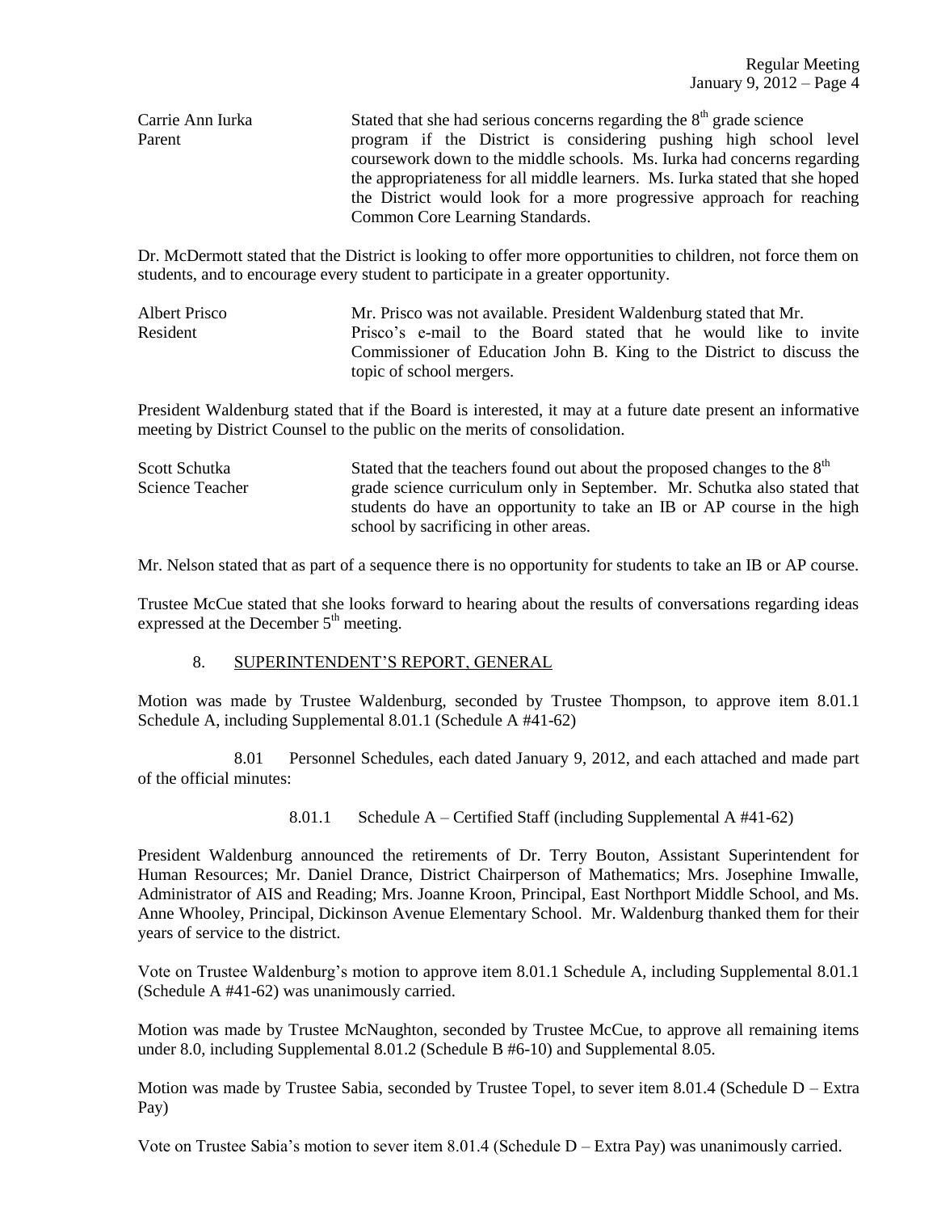Carrie Ann Iurka
Parent

Stated that she had serious concerns regarding the 8th grade science program if the District is considering pushing high school level coursework down to the middle schools. Ms. Iurka had concerns regarding the appropriateness for all middle learners. Ms. Iurka stated that she hoped the District would look for a more progressive approach for reaching Common Core Learning Standards.

Dr. McDermott stated that the District is looking to offer more opportunities to children, not force them on students, and to encourage every student to participate in a greater opportunity.

Albert Prisco
Resident

Mr. Prisco was not available. President Waldenburg stated that Mr. Prisco's e-mail to the Board stated that he would like to invite Commissioner of Education John B. King to the District to discuss the topic of school mergers.

President Waldenburg stated that if the Board is interested, it may at a future date present an informative meeting by District Counsel to the public on the merits of consolidation.

Scott Schutka
Science Teacher

Stated that the teachers found out about the proposed changes to the 8th grade science curriculum only in September. Mr. Schutka also stated that students do have an opportunity to take an IB or AP course in the high school by sacrificing in other areas.

Mr. Nelson stated that as part of a sequence there is no opportunity for students to take an IB or AP course.

Trustee McCue stated that she looks forward to hearing about the results of conversations regarding ideas expressed at the December 5th meeting.

8. SUPERINTENDENT'S REPORT, GENERAL

Motion was made by Trustee Waldenburg, seconded by Trustee Thompson, to approve item 8.01.1 Schedule A, including Supplemental 8.01.1 (Schedule A #41-62)

8.01 Personnel Schedules, each dated January 9, 2012, and each attached and made part of the official minutes:

8.01.1 Schedule A – Certified Staff (including Supplemental A #41-62)

President Waldenburg announced the retirements of Dr. Terry Bouton, Assistant Superintendent for Human Resources; Mr. Daniel Drance, District Chairperson of Mathematics; Mrs. Josephine Imwalle, Administrator of AIS and Reading; Mrs. Joanne Kroon, Principal, East Northport Middle School, and Ms. Anne Whooley, Principal, Dickinson Avenue Elementary School. Mr. Waldenburg thanked them for their years of service to the district.

Vote on Trustee Waldenburg's motion to approve item 8.01.1 Schedule A, including Supplemental 8.01.1 (Schedule A #41-62) was unanimously carried.

Motion was made by Trustee McNaughton, seconded by Trustee McCue, to approve all remaining items under 8.0, including Supplemental 8.01.2 (Schedule B #6-10) and Supplemental 8.05.

Motion was made by Trustee Sabia, seconded by Trustee Topel, to sever item 8.01.4 (Schedule D – Extra Pay)

Vote on Trustee Sabia's motion to sever item 8.01.4 (Schedule D – Extra Pay) was unanimously carried.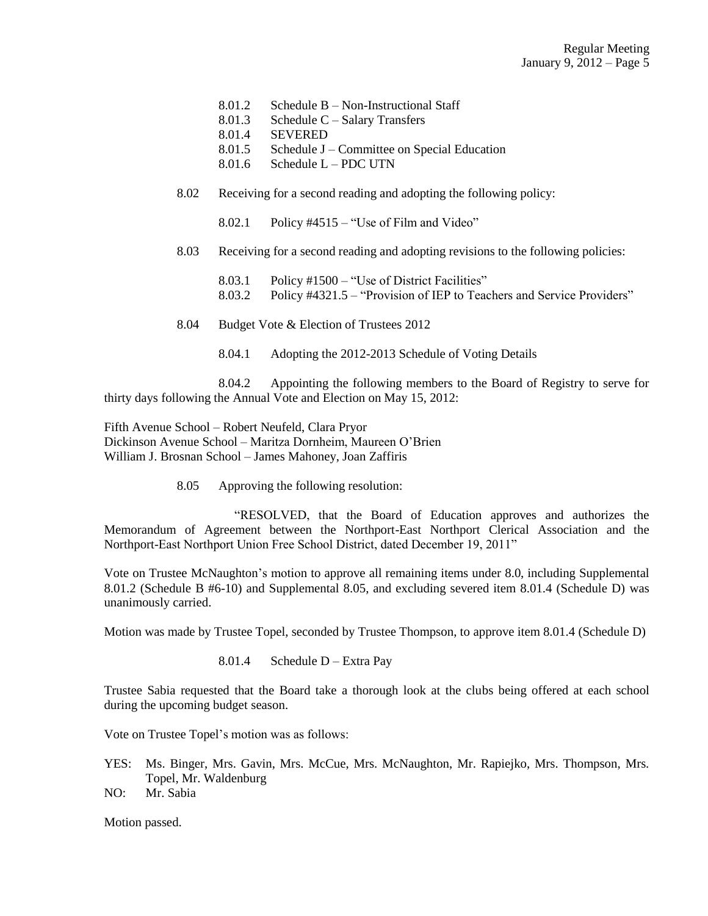8.01.2 Schedule B – Non-Instructional Staff
8.01.3 Schedule C – Salary Transfers
8.01.4 SEVERED
8.01.5 Schedule J – Committee on Special Education
8.01.6 Schedule L – PDC UTN

8.02 Receiving for a second reading and adopting the following policy:

8.02.1 Policy #4515 – "Use of Film and Video"

8.03 Receiving for a second reading and adopting revisions to the following policies:

8.03.1 Policy #1500 – "Use of District Facilities"
8.03.2 Policy #4321.5 – "Provision of IEP to Teachers and Service Providers"

8.04 Budget Vote & Election of Trustees 2012

8.04.1 Adopting the 2012-2013 Schedule of Voting Details

8.04.2 Appointing the following members to the Board of Registry to serve for thirty days following the Annual Vote and Election on May 15, 2012:

Fifth Avenue School – Robert Neufeld, Clara Pryor
Dickinson Avenue School – Maritza Dornheim, Maureen O'Brien
William J. Brosnan School – James Mahoney, Joan Zaffiris

8.05 Approving the following resolution:

"RESOLVED, that the Board of Education approves and authorizes the Memorandum of Agreement between the Northport-East Northport Clerical Association and the Northport-East Northport Union Free School District, dated December 19, 2011"

Vote on Trustee McNaughton's motion to approve all remaining items under 8.0, including Supplemental 8.01.2 (Schedule B #6-10) and Supplemental 8.05, and excluding severed item 8.01.4 (Schedule D) was unanimously carried.

Motion was made by Trustee Topel, seconded by Trustee Thompson, to approve item 8.01.4 (Schedule D)

8.01.4 Schedule D – Extra Pay

Trustee Sabia requested that the Board take a thorough look at the clubs being offered at each school during the upcoming budget season.

Vote on Trustee Topel's motion was as follows:

YES: Ms. Binger, Mrs. Gavin, Mrs. McCue, Mrs. McNaughton, Mr. Rapiejko, Mrs. Thompson, Mrs. Topel, Mr. Waldenburg
NO: Mr. Sabia

Motion passed.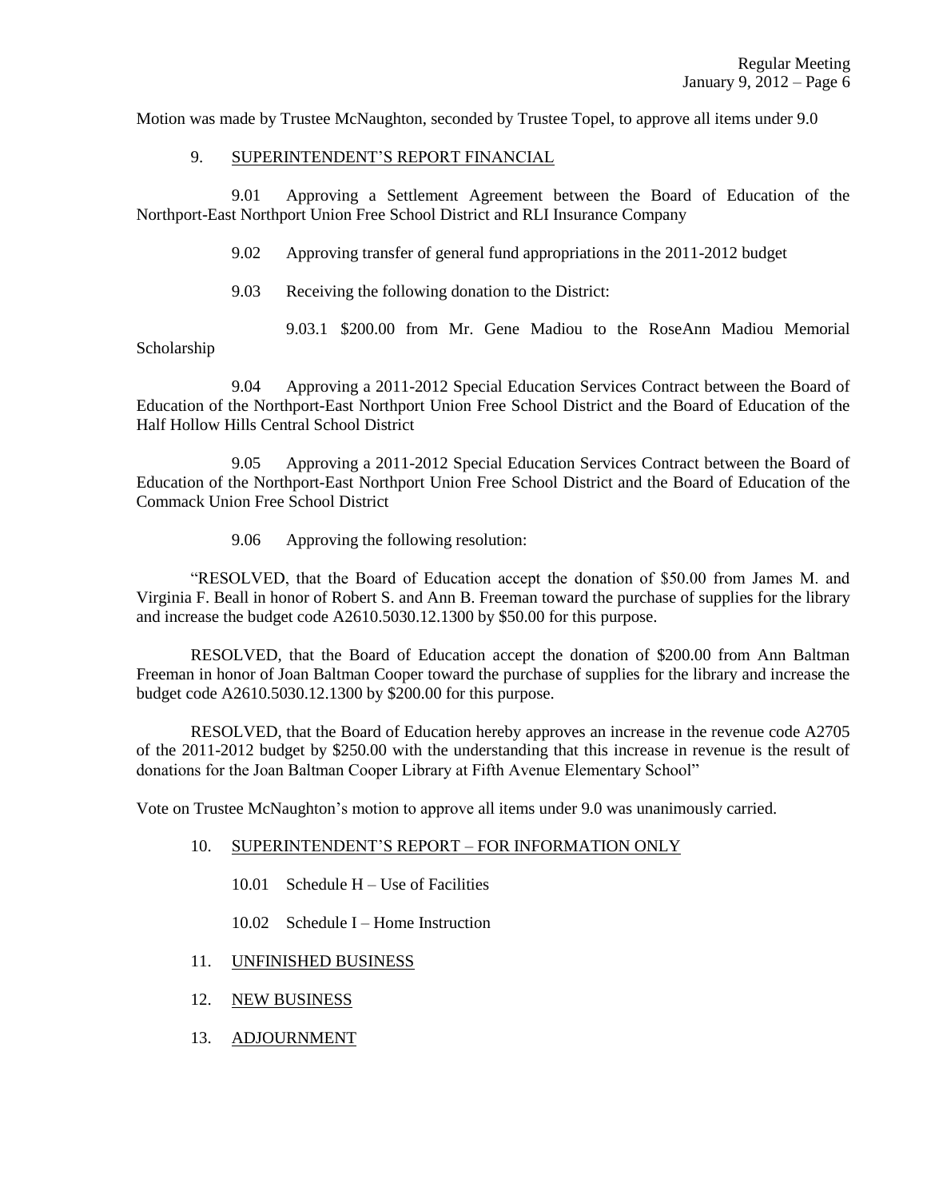Motion was made by Trustee McNaughton, seconded by Trustee Topel, to approve all items under 9.0

9. <u>SUPERINTENDENT'S REPORT FINANCIAL</u>

9.01 Approving a Settlement Agreement between the Board of Education of the Northport-East Northport Union Free School District and RLI Insurance Company

9.02 Approving transfer of general fund appropriations in the 2011-2012 budget

9.03 Receiving the following donation to the District:

9.03.1 $200.00 from Mr. Gene Madiou to the RoseAnn Madiou Memorial Scholarship

9.04 Approving a 2011-2012 Special Education Services Contract between the Board of Education of the Northport-East Northport Union Free School District and the Board of Education of the Half Hollow Hills Central School District

9.05 Approving a 2011-2012 Special Education Services Contract between the Board of Education of the Northport-East Northport Union Free School District and the Board of Education of the Commack Union Free School District

9.06 Approving the following resolution:

"RESOLVED, that the Board of Education accept the donation of $50.00 from James M. and Virginia F. Beall in honor of Robert S. and Ann B. Freeman toward the purchase of supplies for the library and increase the budget code A2610.5030.12.1300 by $50.00 for this purpose.

RESOLVED, that the Board of Education accept the donation of $200.00 from Ann Baltman Freeman in honor of Joan Baltman Cooper toward the purchase of supplies for the library and increase the budget code A2610.5030.12.1300 by $200.00 for this purpose.

RESOLVED, that the Board of Education hereby approves an increase in the revenue code A2705 of the 2011-2012 budget by $250.00 with the understanding that this increase in revenue is the result of donations for the Joan Baltman Cooper Library at Fifth Avenue Elementary School"

Vote on Trustee McNaughton's motion to approve all items under 9.0 was unanimously carried.

10. <u>SUPERINTENDENT'S REPORT – FOR INFORMATION ONLY</u>

10.01 Schedule H – Use of Facilities

10.02 Schedule I – Home Instruction

11. <u>UNFINISHED BUSINESS</u>

12. <u>NEW BUSINESS</u>

13. <u>ADJOURNMENT</u>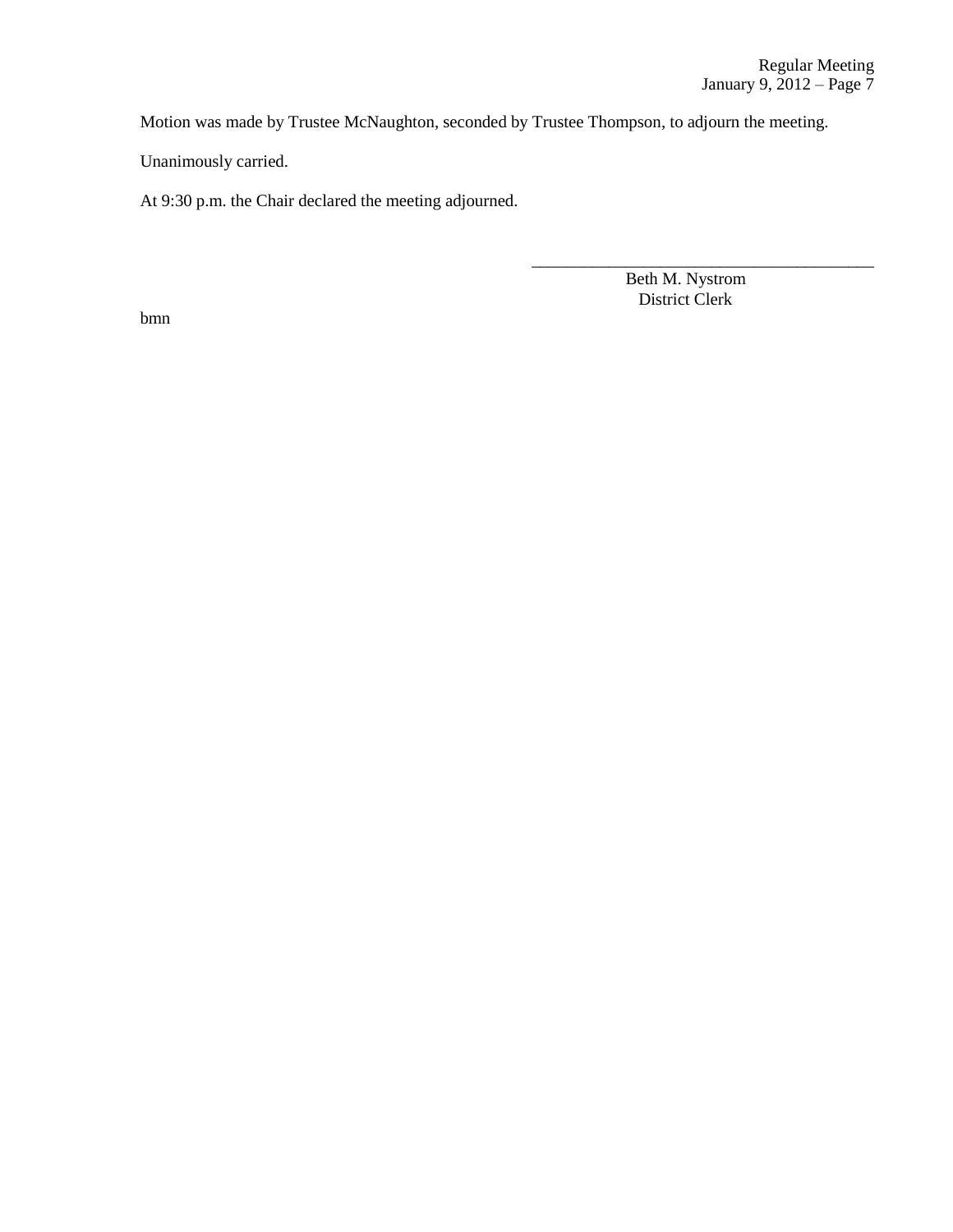Motion was made by Trustee McNaughton, seconded by Trustee Thompson, to adjourn the meeting.

Unanimously carried.

At 9:30 p.m. the Chair declared the meeting adjourned.

\_\_\_\_\_\_\_\_\_\_\_\_\_\_\_\_\_\_\_\_\_\_\_\_\_\_\_\_\_\_\_\_\_\_\_\_\_\_\_\_

Beth M. Nystrom
District Clerk

bmn